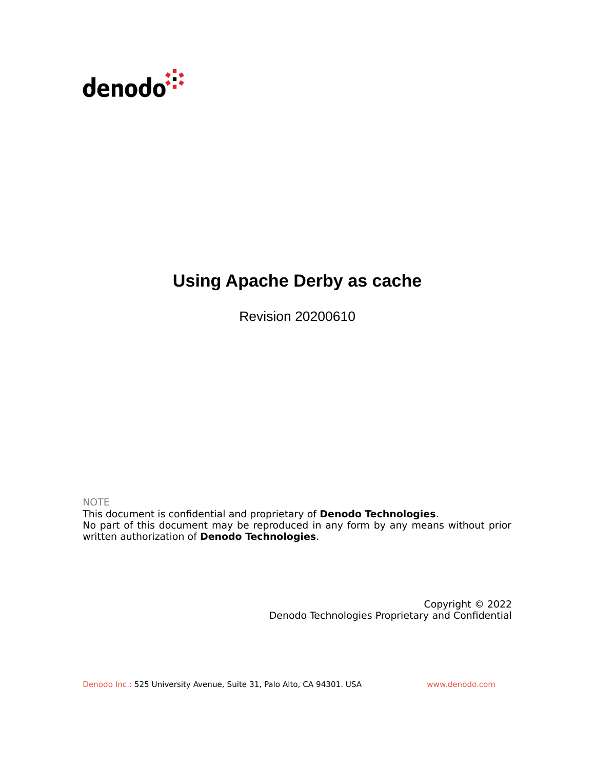denodo

# Using Apache Derby as cache

Revision 20200610

NOTE

This document is confidential and proprietary of **Denodo Technologies**.
No part of this document may be reproduced in any form by any means without prior written authorization of **Denodo Technologies**.

Copyright © 2022
Denodo Technologies Proprietary and Confidential

Denodo Inc.: 525 University Avenue, Suite 31, Palo Alto, CA 94301. USA www.denodo.com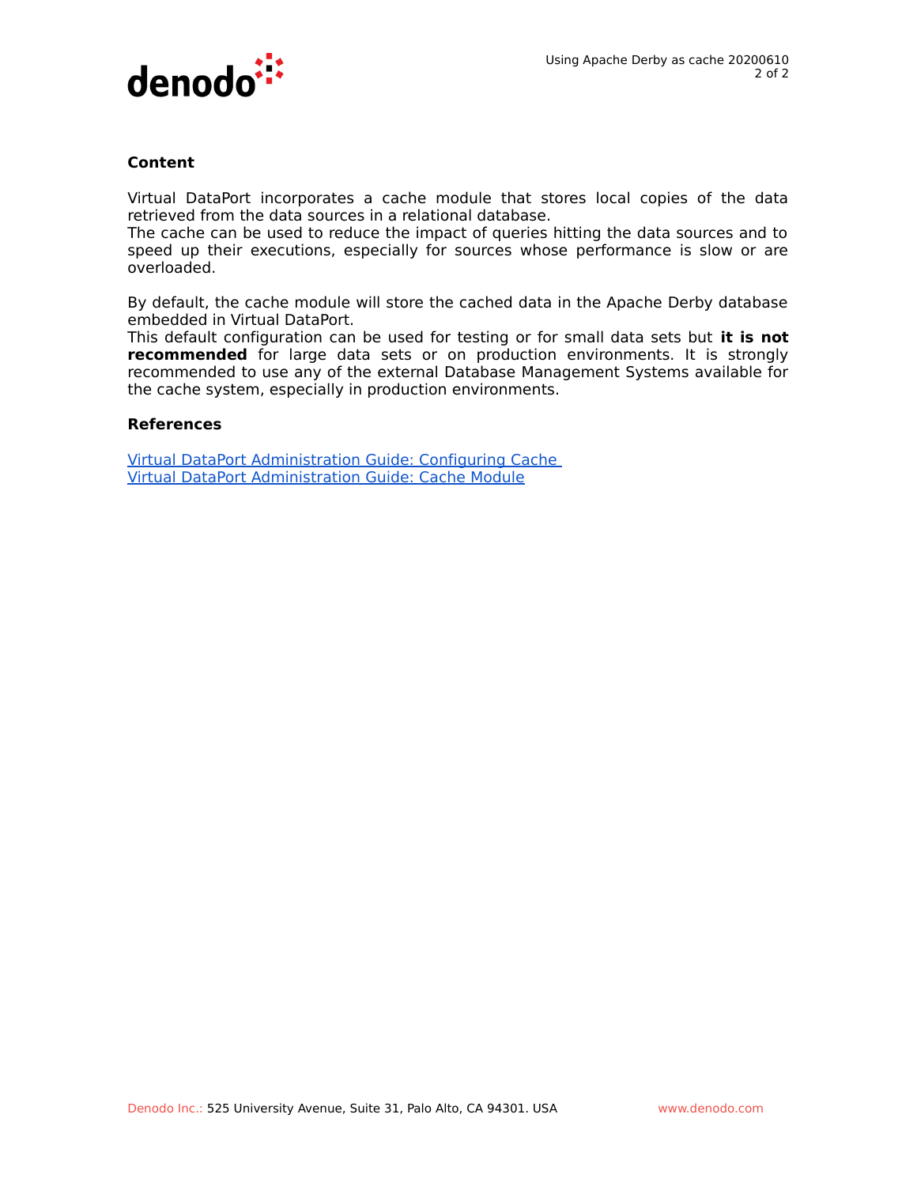**Content**

Virtual DataPort incorporates a cache module that stores local copies of the data retrieved from the data sources in a relational database.
The cache can be used to reduce the impact of queries hitting the data sources and to speed up their executions, especially for sources whose performance is slow or are overloaded.

By default, the cache module will store the cached data in the Apache Derby database embedded in Virtual DataPort.
This default configuration can be used for testing or for small data sets but **it is not recommended** for large data sets or on production environments. It is strongly recommended to use any of the external Database Management Systems available for the cache system, especially in production environments.

**References**

Virtual DataPort Administration Guide: Configuring Cache
Virtual DataPort Administration Guide: Cache Module